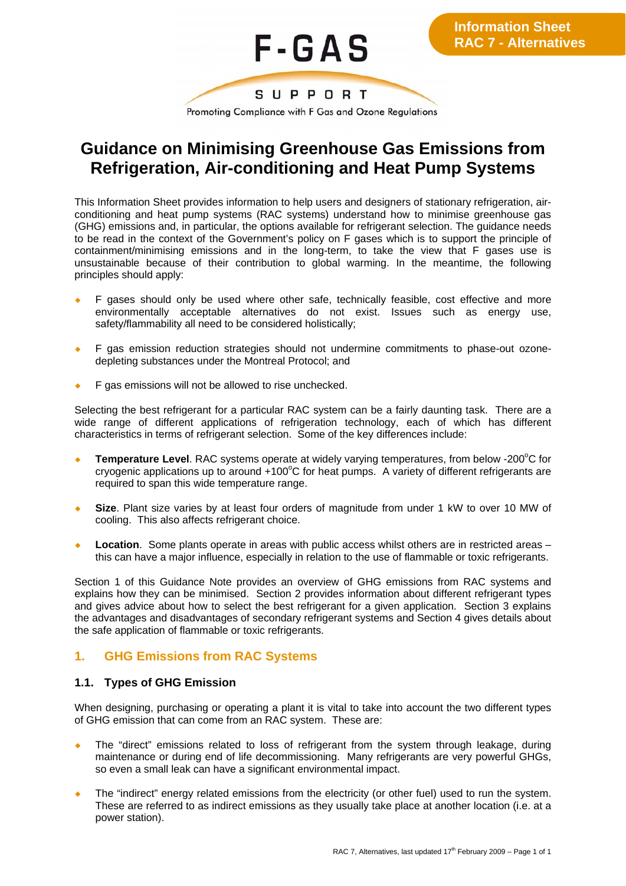**Information Sheet**
**RAC 7 - Alternatives**

F-GAS SUPPORT
Promoting Compliance with F Gas and Ozone Regulations

# Guidance on Minimising Greenhouse Gas Emissions from Refrigeration, Air-conditioning and Heat Pump Systems

This Information Sheet provides information to help users and designers of stationary refrigeration, air-conditioning and heat pump systems (RAC systems) understand how to minimise greenhouse gas (GHG) emissions and, in particular, the options available for refrigerant selection. The guidance needs to be read in the context of the Government's policy on F gases which is to support the principle of containment/minimising emissions and in the long-term, to take the view that F gases use is unsustainable because of their contribution to global warming. In the meantime, the following principles should apply:

- F gases should only be used where other safe, technically feasible, cost effective and more environmentally acceptable alternatives do not exist. Issues such as energy use, safety/flammability all need to be considered holistically;
- F gas emission reduction strategies should not undermine commitments to phase-out ozone-depleting substances under the Montreal Protocol; and
- F gas emissions will not be allowed to rise unchecked.

Selecting the best refrigerant for a particular RAC system can be a fairly daunting task. There are a wide range of different applications of refrigeration technology, each of which has different characteristics in terms of refrigerant selection. Some of the key differences include:

- **Temperature Level**. RAC systems operate at widely varying temperatures, from below -200°C for cryogenic applications up to around +100°C for heat pumps. A variety of different refrigerants are required to span this wide temperature range.
- **Size**. Plant size varies by at least four orders of magnitude from under 1 kW to over 10 MW of cooling. This also affects refrigerant choice.
- **Location**. Some plants operate in areas with public access whilst others are in restricted areas – this can have a major influence, especially in relation to the use of flammable or toxic refrigerants.

Section 1 of this Guidance Note provides an overview of GHG emissions from RAC systems and explains how they can be minimised. Section 2 provides information about different refrigerant types and gives advice about how to select the best refrigerant for a given application. Section 3 explains the advantages and disadvantages of secondary refrigerant systems and Section 4 gives details about the safe application of flammable or toxic refrigerants.

## 1. GHG Emissions from RAC Systems

### 1.1. Types of GHG Emission

When designing, purchasing or operating a plant it is vital to take into account the two different types of GHG emission that can come from an RAC system. These are:

- The "direct" emissions related to loss of refrigerant from the system through leakage, during maintenance or during end of life decommissioning. Many refrigerants are very powerful GHGs, so even a small leak can have a significant environmental impact.
- The "indirect" energy related emissions from the electricity (or other fuel) used to run the system. These are referred to as indirect emissions as they usually take place at another location (i.e. at a power station).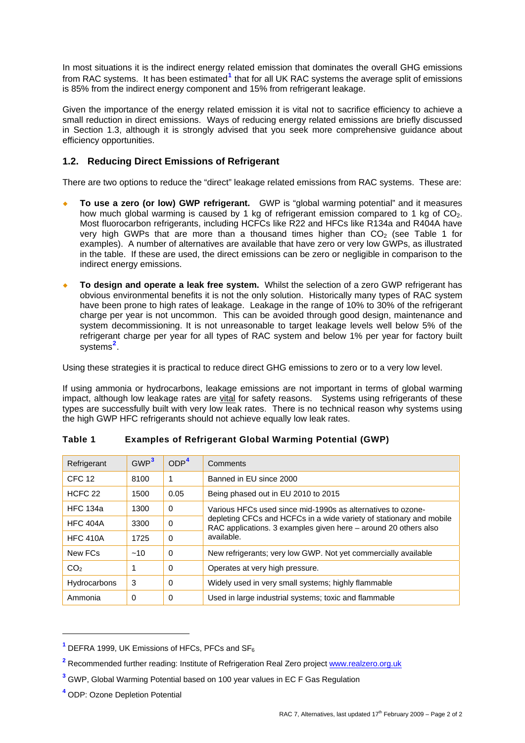In most situations it is the indirect energy related emission that dominates the overall GHG emissions from RAC systems. It has been estimated[1] that for all UK RAC systems the average split of emissions is 85% from the indirect energy component and 15% from refrigerant leakage.

Given the importance of the energy related emission it is vital not to sacrifice efficiency to achieve a small reduction in direct emissions. Ways of reducing energy related emissions are briefly discussed in Section 1.3, although it is strongly advised that you seek more comprehensive guidance about efficiency opportunities.

## 1.2. Reducing Direct Emissions of Refrigerant

There are two options to reduce the "direct" leakage related emissions from RAC systems. These are:

- **To use a zero (or low) GWP refrigerant.** GWP is "global warming potential" and it measures how much global warming is caused by 1 kg of refrigerant emission compared to 1 kg of $CO_2$. Most fluorocarbon refrigerants, including HCFCs like R22 and HFCs like R134a and R404A have very high GWPs that are more than a thousand times higher than $CO_2$ (see Table 1 for examples). A number of alternatives are available that have zero or very low GWPs, as illustrated in the table. If these are used, the direct emissions can be zero or negligible in comparison to the indirect energy emissions.
- **To design and operate a leak free system.** Whilst the selection of a zero GWP refrigerant has obvious environmental benefits it is not the only solution. Historically many types of RAC system have been prone to high rates of leakage. Leakage in the range of 10% to 30% of the refrigerant charge per year is not uncommon. This can be avoided through good design, maintenance and system decommissioning. It is not unreasonable to target leakage levels well below 5% of the refrigerant charge per year for all types of RAC system and below 1% per year for factory built systems[2].

Using these strategies it is practical to reduce direct GHG emissions to zero or to a very low level.

If using ammonia or hydrocarbons, leakage emissions are not important in terms of global warming impact, although low leakage rates are vital for safety reasons. Systems using refrigerants of these types are successfully built with very low leak rates. There is no technical reason why systems using the high GWP HFC refrigerants should not achieve equally low leak rates.

**Table 1 Examples of Refrigerant Global Warming Potential (GWP)**

| Refrigerant | GWP[3] | ODP[4] | Comments |
|---|---|---|---|
| CFC 12 | 8100 | 1 | Banned in EU since 2000 |
| HCFC 22 | 1500 | 0.05 | Being phased out in EU 2010 to 2015 |
| HFC 134a | 1300 | 0 | Various HFCs used since mid-1990s as alternatives to ozone-depleting CFCs and HCFCs in a wide variety of stationary and mobile RAC applications. 3 examples given here – around 20 others also available. |
| HFC 404A | 3300 | 0 | |
| HFC 410A | 1725 | 0 | |
| New FCs | ~10 | 0 | New refrigerants; very low GWP. Not yet commercially available |
| $CO_2$ | 1 | 0 | Operates at very high pressure. |
| Hydrocarbons | 3 | 0 | Widely used in very small systems; highly flammable |
| Ammonia | 0 | 0 | Used in large industrial systems; toxic and flammable |

[1] DEFRA 1999, UK Emissions of HFCs, PFCs and $SF_6$

[2] Recommended further reading: Institute of Refrigeration Real Zero project www.realzero.org.uk

[3] GWP, Global Warming Potential based on 100 year values in EC F Gas Regulation

[4] ODP: Ozone Depletion Potential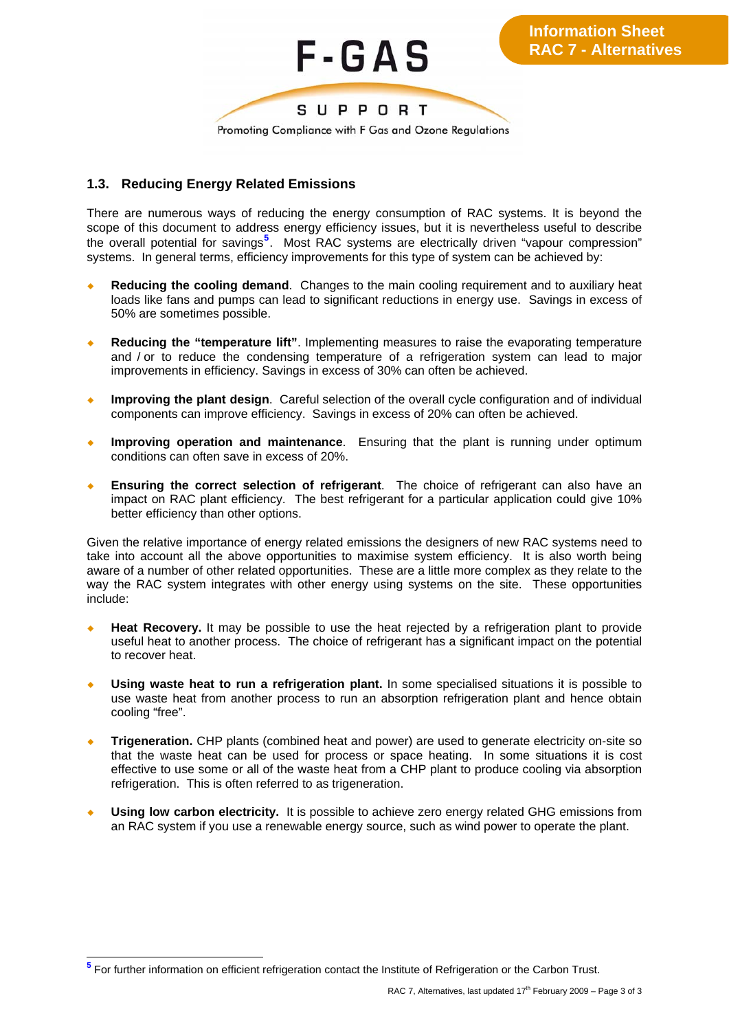## 1.3. Reducing Energy Related Emissions

There are numerous ways of reducing the energy consumption of RAC systems. It is beyond the scope of this document to address energy efficiency issues, but it is nevertheless useful to describe the overall potential for savings[5]. Most RAC systems are electrically driven "vapour compression" systems. In general terms, efficiency improvements for this type of system can be achieved by:

- **Reducing the cooling demand**. Changes to the main cooling requirement and to auxiliary heat loads like fans and pumps can lead to significant reductions in energy use. Savings in excess of 50% are sometimes possible.

- **Reducing the "temperature lift"**. Implementing measures to raise the evaporating temperature and / or to reduce the condensing temperature of a refrigeration system can lead to major improvements in efficiency. Savings in excess of 30% can often be achieved.

- **Improving the plant design**. Careful selection of the overall cycle configuration and of individual components can improve efficiency. Savings in excess of 20% can often be achieved.

- **Improving operation and maintenance**. Ensuring that the plant is running under optimum conditions can often save in excess of 20%.

- **Ensuring the correct selection of refrigerant**. The choice of refrigerant can also have an impact on RAC plant efficiency. The best refrigerant for a particular application could give 10% better efficiency than other options.

Given the relative importance of energy related emissions the designers of new RAC systems need to take into account all the above opportunities to maximise system efficiency. It is also worth being aware of a number of other related opportunities. These are a little more complex as they relate to the way the RAC system integrates with other energy using systems on the site. These opportunities include:

- **Heat Recovery.** It may be possible to use the heat rejected by a refrigeration plant to provide useful heat to another process. The choice of refrigerant has a significant impact on the potential to recover heat.

- **Using waste heat to run a refrigeration plant.** In some specialised situations it is possible to use waste heat from another process to run an absorption refrigeration plant and hence obtain cooling "free".

- **Trigeneration.** CHP plants (combined heat and power) are used to generate electricity on-site so that the waste heat can be used for process or space heating. In some situations it is cost effective to use some or all of the waste heat from a CHP plant to produce cooling via absorption refrigeration. This is often referred to as trigeneration.

- **Using low carbon electricity.** It is possible to achieve zero energy related GHG emissions from an RAC system if you use a renewable energy source, such as wind power to operate the plant.

---

[5] For further information on efficient refrigeration contact the Institute of Refrigeration or the Carbon Trust.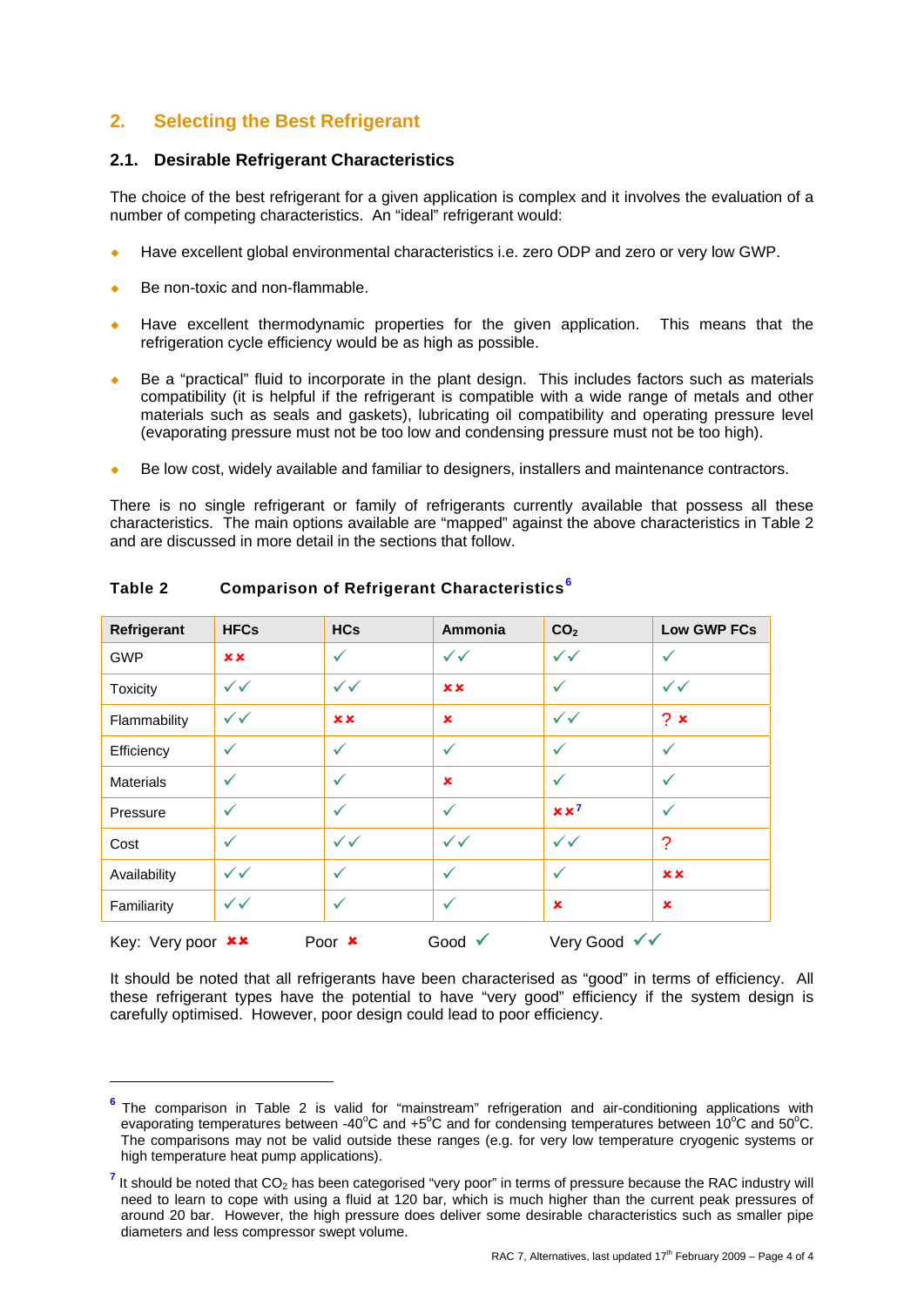## 2. Selecting the Best Refrigerant

### 2.1. Desirable Refrigerant Characteristics

The choice of the best refrigerant for a given application is complex and it involves the evaluation of a number of competing characteristics. An "ideal" refrigerant would:

- Have excellent global environmental characteristics i.e. zero ODP and zero or very low GWP.
- Be non-toxic and non-flammable.
- Have excellent thermodynamic properties for the given application. This means that the refrigeration cycle efficiency would be as high as possible.
- Be a "practical" fluid to incorporate in the plant design. This includes factors such as materials compatibility (it is helpful if the refrigerant is compatible with a wide range of metals and other materials such as seals and gaskets), lubricating oil compatibility and operating pressure level (evaporating pressure must not be too low and condensing pressure must not be too high).
- Be low cost, widely available and familiar to designers, installers and maintenance contractors.

There is no single refrigerant or family of refrigerants currently available that possess all these characteristics. The main options available are "mapped" against the above characteristics in Table 2 and are discussed in more detail in the sections that follow.

**Table 2 Comparison of Refrigerant Characteristics**[6]

| Refrigerant | HFCs | HCs | Ammonia | $CO_2$ | Low GWP FCs |
|---|---|---|---|---|---|
| GWP | ✗✗ | ✓ | ✓✓ | ✓✓ | ✓ |
| Toxicity | ✓✓ | ✓✓ | ✗✗ | ✓ | ✓✓ |
| Flammability | ✓✓ | ✗✗ | ✗ | ✓✓ | ? ✗ |
| Efficiency | ✓ | ✓ | ✓ | ✓ | ✓ |
| Materials | ✓ | ✓ | ✗ | ✓ | ✓ |
| Pressure | ✓ | ✓ | ✓ | ✗✗[7] | ✓ |
| Cost | ✓ | ✓✓ | ✓✓ | ✓✓ | ? |
| Availability | ✓✓ | ✓ | ✓ | ✓ | ✗✗ |
| Familiarity | ✓✓ | ✓ | ✓ | ✗ | ✗ |

Key: Very poor ✗✗ Poor ✗ Good ✓ Very Good ✓✓

It should be noted that all refrigerants have been characterised as "good" in terms of efficiency. All these refrigerant types have the potential to have "very good" efficiency if the system design is carefully optimised. However, poor design could lead to poor efficiency.

---

[6] The comparison in Table 2 is valid for "mainstream" refrigeration and air-conditioning applications with evaporating temperatures between -40°C and +5°C and for condensing temperatures between 10°C and 50°C. The comparisons may not be valid outside these ranges (e.g. for very low temperature cryogenic systems or high temperature heat pump applications).

[7] It should be noted that $CO_2$ has been categorised "very poor" in terms of pressure because the RAC industry will need to learn to cope with using a fluid at 120 bar, which is much higher than the current peak pressures of around 20 bar. However, the high pressure does deliver some desirable characteristics such as smaller pipe diameters and less compressor swept volume.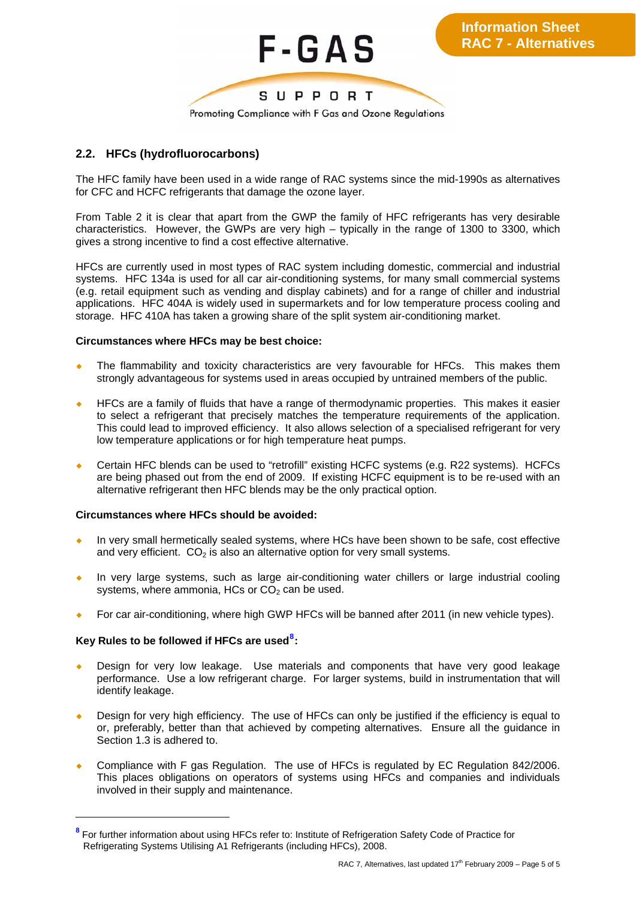## 2.2. HFCs (hydrofluorocarbons)

The HFC family have been used in a wide range of RAC systems since the mid-1990s as alternatives for CFC and HCFC refrigerants that damage the ozone layer.

From Table 2 it is clear that apart from the GWP the family of HFC refrigerants has very desirable characteristics. However, the GWPs are very high – typically in the range of 1300 to 3300, which gives a strong incentive to find a cost effective alternative.

HFCs are currently used in most types of RAC system including domestic, commercial and industrial systems. HFC 134a is used for all car air-conditioning systems, for many small commercial systems (e.g. retail equipment such as vending and display cabinets) and for a range of chiller and industrial applications. HFC 404A is widely used in supermarkets and for low temperature process cooling and storage. HFC 410A has taken a growing share of the split system air-conditioning market.

**Circumstances where HFCs may be best choice:**

- The flammability and toxicity characteristics are very favourable for HFCs. This makes them strongly advantageous for systems used in areas occupied by untrained members of the public.
- HFCs are a family of fluids that have a range of thermodynamic properties. This makes it easier to select a refrigerant that precisely matches the temperature requirements of the application. This could lead to improved efficiency. It also allows selection of a specialised refrigerant for very low temperature applications or for high temperature heat pumps.
- Certain HFC blends can be used to "retrofill" existing HCFC systems (e.g. R22 systems). HCFCs are being phased out from the end of 2009. If existing HCFC equipment is to be re-used with an alternative refrigerant then HFC blends may be the only practical option.

**Circumstances where HFCs should be avoided:**

- In very small hermetically sealed systems, where HCs have been shown to be safe, cost effective and very efficient. $CO_2$ is also an alternative option for very small systems.
- In very large systems, such as large air-conditioning water chillers or large industrial cooling systems, where ammonia, HCs or $CO_2$ can be used.
- For car air-conditioning, where high GWP HFCs will be banned after 2011 (in new vehicle types).

**Key Rules to be followed if HFCs are used[8]:**

- Design for very low leakage. Use materials and components that have very good leakage performance. Use a low refrigerant charge. For larger systems, build in instrumentation that will identify leakage.
- Design for very high efficiency. The use of HFCs can only be justified if the efficiency is equal to or, preferably, better than that achieved by competing alternatives. Ensure all the guidance in Section 1.3 is adhered to.
- Compliance with F gas Regulation. The use of HFCs is regulated by EC Regulation 842/2006. This places obligations on operators of systems using HFCs and companies and individuals involved in their supply and maintenance.

---

[8] For further information about using HFCs refer to: Institute of Refrigeration Safety Code of Practice for Refrigerating Systems Utilising A1 Refrigerants (including HFCs), 2008.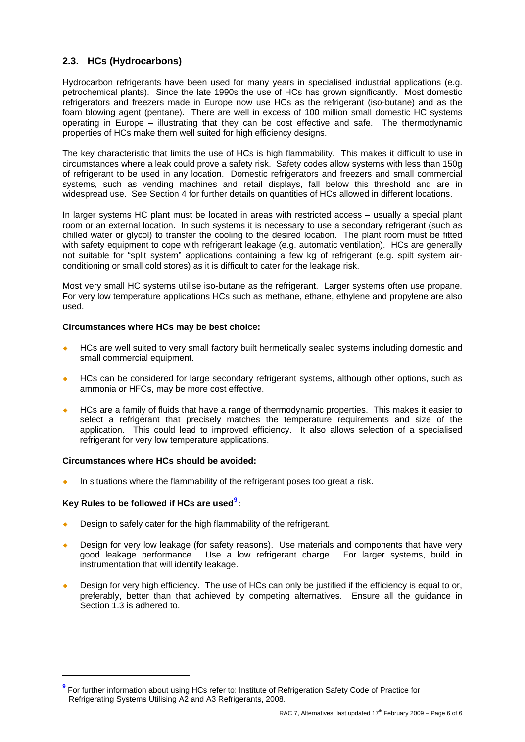## 2.3. HCs (Hydrocarbons)

Hydrocarbon refrigerants have been used for many years in specialised industrial applications (e.g. petrochemical plants). Since the late 1990s the use of HCs has grown significantly. Most domestic refrigerators and freezers made in Europe now use HCs as the refrigerant (iso-butane) and as the foam blowing agent (pentane). There are well in excess of 100 million small domestic HC systems operating in Europe – illustrating that they can be cost effective and safe. The thermodynamic properties of HCs make them well suited for high efficiency designs.

The key characteristic that limits the use of HCs is high flammability. This makes it difficult to use in circumstances where a leak could prove a safety risk. Safety codes allow systems with less than 150g of refrigerant to be used in any location. Domestic refrigerators and freezers and small commercial systems, such as vending machines and retail displays, fall below this threshold and are in widespread use. See Section 4 for further details on quantities of HCs allowed in different locations.

In larger systems HC plant must be located in areas with restricted access – usually a special plant room or an external location. In such systems it is necessary to use a secondary refrigerant (such as chilled water or glycol) to transfer the cooling to the desired location. The plant room must be fitted with safety equipment to cope with refrigerant leakage (e.g. automatic ventilation). HCs are generally not suitable for "split system" applications containing a few kg of refrigerant (e.g. spilt system air-conditioning or small cold stores) as it is difficult to cater for the leakage risk.

Most very small HC systems utilise iso-butane as the refrigerant. Larger systems often use propane. For very low temperature applications HCs such as methane, ethane, ethylene and propylene are also used.

**Circumstances where HCs may be best choice:**

- HCs are well suited to very small factory built hermetically sealed systems including domestic and small commercial equipment.
- HCs can be considered for large secondary refrigerant systems, although other options, such as ammonia or HFCs, may be more cost effective.
- HCs are a family of fluids that have a range of thermodynamic properties. This makes it easier to select a refrigerant that precisely matches the temperature requirements and size of the application. This could lead to improved efficiency. It also allows selection of a specialised refrigerant for very low temperature applications.

**Circumstances where HCs should be avoided:**

- In situations where the flammability of the refrigerant poses too great a risk.

**Key Rules to be followed if HCs are used[9]:**

- Design to safely cater for the high flammability of the refrigerant.
- Design for very low leakage (for safety reasons). Use materials and components that have very good leakage performance. Use a low refrigerant charge. For larger systems, build in instrumentation that will identify leakage.
- Design for very high efficiency. The use of HCs can only be justified if the efficiency is equal to or, preferably, better than that achieved by competing alternatives. Ensure all the guidance in Section 1.3 is adhered to.

[9] For further information about using HCs refer to: Institute of Refrigeration Safety Code of Practice for Refrigerating Systems Utilising A2 and A3 Refrigerants, 2008.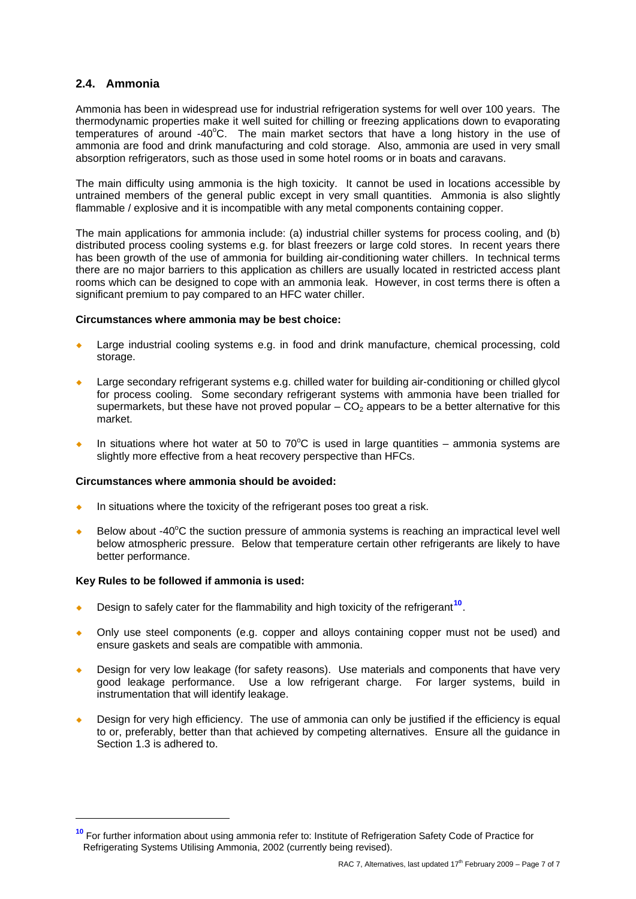## 2.4. Ammonia

Ammonia has been in widespread use for industrial refrigeration systems for well over 100 years. The thermodynamic properties make it well suited for chilling or freezing applications down to evaporating temperatures of around -40°C. The main market sectors that have a long history in the use of ammonia are food and drink manufacturing and cold storage. Also, ammonia are used in very small absorption refrigerators, such as those used in some hotel rooms or in boats and caravans.

The main difficulty using ammonia is the high toxicity. It cannot be used in locations accessible by untrained members of the general public except in very small quantities. Ammonia is also slightly flammable / explosive and it is incompatible with any metal components containing copper.

The main applications for ammonia include: (a) industrial chiller systems for process cooling, and (b) distributed process cooling systems e.g. for blast freezers or large cold stores. In recent years there has been growth of the use of ammonia for building air-conditioning water chillers. In technical terms there are no major barriers to this application as chillers are usually located in restricted access plant rooms which can be designed to cope with an ammonia leak. However, in cost terms there is often a significant premium to pay compared to an HFC water chiller.

**Circumstances where ammonia may be best choice:**

- Large industrial cooling systems e.g. in food and drink manufacture, chemical processing, cold storage.
- Large secondary refrigerant systems e.g. chilled water for building air-conditioning or chilled glycol for process cooling. Some secondary refrigerant systems with ammonia have been trialled for supermarkets, but these have not proved popular – $CO_2$ appears to be a better alternative for this market.
- In situations where hot water at 50 to 70°C is used in large quantities – ammonia systems are slightly more effective from a heat recovery perspective than HFCs.

**Circumstances where ammonia should be avoided:**

- In situations where the toxicity of the refrigerant poses too great a risk.
- Below about -40°C the suction pressure of ammonia systems is reaching an impractical level well below atmospheric pressure. Below that temperature certain other refrigerants are likely to have better performance.

**Key Rules to be followed if ammonia is used:**

- Design to safely cater for the flammability and high toxicity of the refrigerant[10].
- Only use steel components (e.g. copper and alloys containing copper must not be used) and ensure gaskets and seals are compatible with ammonia.
- Design for very low leakage (for safety reasons). Use materials and components that have very good leakage performance. Use a low refrigerant charge. For larger systems, build in instrumentation that will identify leakage.
- Design for very high efficiency. The use of ammonia can only be justified if the efficiency is equal to or, preferably, better than that achieved by competing alternatives. Ensure all the guidance in Section 1.3 is adhered to.

---

[10] For further information about using ammonia refer to: Institute of Refrigeration Safety Code of Practice for Refrigerating Systems Utilising Ammonia, 2002 (currently being revised).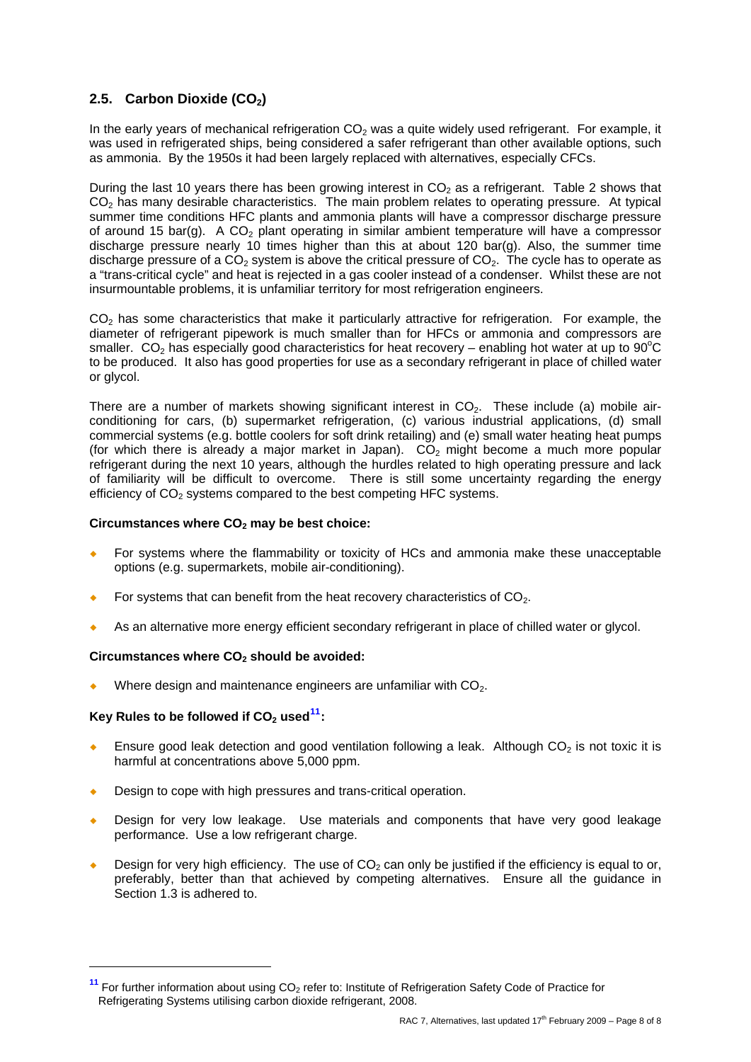## 2.5. Carbon Dioxide ($CO_2$)

In the early years of mechanical refrigeration $CO_2$ was a quite widely used refrigerant. For example, it was used in refrigerated ships, being considered a safer refrigerant than other available options, such as ammonia. By the 1950s it had been largely replaced with alternatives, especially CFCs.

During the last 10 years there has been growing interest in $CO_2$ as a refrigerant. Table 2 shows that $CO_2$ has many desirable characteristics. The main problem relates to operating pressure. At typical summer time conditions HFC plants and ammonia plants will have a compressor discharge pressure of around 15 bar(g). A $CO_2$ plant operating in similar ambient temperature will have a compressor discharge pressure nearly 10 times higher than this at about 120 bar(g). Also, the summer time discharge pressure of a $CO_2$ system is above the critical pressure of $CO_2$. The cycle has to operate as a "trans-critical cycle" and heat is rejected in a gas cooler instead of a condenser. Whilst these are not insurmountable problems, it is unfamiliar territory for most refrigeration engineers.

$CO_2$ has some characteristics that make it particularly attractive for refrigeration. For example, the diameter of refrigerant pipework is much smaller than for HFCs or ammonia and compressors are smaller. $CO_2$ has especially good characteristics for heat recovery – enabling hot water at up to 90°C to be produced. It also has good properties for use as a secondary refrigerant in place of chilled water or glycol.

There are a number of markets showing significant interest in $CO_2$. These include (a) mobile air-conditioning for cars, (b) supermarket refrigeration, (c) various industrial applications, (d) small commercial systems (e.g. bottle coolers for soft drink retailing) and (e) small water heating heat pumps (for which there is already a major market in Japan). $CO_2$ might become a much more popular refrigerant during the next 10 years, although the hurdles related to high operating pressure and lack of familiarity will be difficult to overcome. There is still some uncertainty regarding the energy efficiency of $CO_2$ systems compared to the best competing HFC systems.

**Circumstances where $CO_2$ may be best choice:**

- For systems where the flammability or toxicity of HCs and ammonia make these unacceptable options (e.g. supermarkets, mobile air-conditioning).
- For systems that can benefit from the heat recovery characteristics of $CO_2$.
- As an alternative more energy efficient secondary refrigerant in place of chilled water or glycol.

**Circumstances where $CO_2$ should be avoided:**

- Where design and maintenance engineers are unfamiliar with $CO_2$.

**Key Rules to be followed if $CO_2$ used[11]:**

- Ensure good leak detection and good ventilation following a leak. Although $CO_2$ is not toxic it is harmful at concentrations above 5,000 ppm.
- Design to cope with high pressures and trans-critical operation.
- Design for very low leakage. Use materials and components that have very good leakage performance. Use a low refrigerant charge.
- Design for very high efficiency. The use of $CO_2$ can only be justified if the efficiency is equal to or, preferably, better than that achieved by competing alternatives. Ensure all the guidance in Section 1.3 is adhered to.

---

[11] For further information about using $CO_2$ refer to: Institute of Refrigeration Safety Code of Practice for Refrigerating Systems utilising carbon dioxide refrigerant, 2008.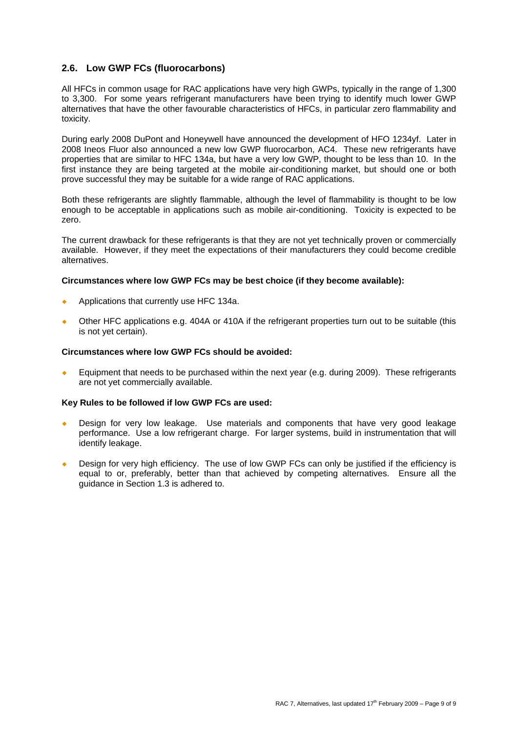## 2.6. Low GWP FCs (fluorocarbons)

All HFCs in common usage for RAC applications have very high GWPs, typically in the range of 1,300 to 3,300. For some years refrigerant manufacturers have been trying to identify much lower GWP alternatives that have the other favourable characteristics of HFCs, in particular zero flammability and toxicity.

During early 2008 DuPont and Honeywell have announced the development of HFO 1234yf. Later in 2008 Ineos Fluor also announced a new low GWP fluorocarbon, AC4. These new refrigerants have properties that are similar to HFC 134a, but have a very low GWP, thought to be less than 10. In the first instance they are being targeted at the mobile air-conditioning market, but should one or both prove successful they may be suitable for a wide range of RAC applications.

Both these refrigerants are slightly flammable, although the level of flammability is thought to be low enough to be acceptable in applications such as mobile air-conditioning. Toxicity is expected to be zero.

The current drawback for these refrigerants is that they are not yet technically proven or commercially available. However, if they meet the expectations of their manufacturers they could become credible alternatives.

**Circumstances where low GWP FCs may be best choice (if they become available):**

- Applications that currently use HFC 134a.
- Other HFC applications e.g. 404A or 410A if the refrigerant properties turn out to be suitable (this is not yet certain).

**Circumstances where low GWP FCs should be avoided:**

- Equipment that needs to be purchased within the next year (e.g. during 2009). These refrigerants are not yet commercially available.

**Key Rules to be followed if low GWP FCs are used:**

- Design for very low leakage. Use materials and components that have very good leakage performance. Use a low refrigerant charge. For larger systems, build in instrumentation that will identify leakage.
- Design for very high efficiency. The use of low GWP FCs can only be justified if the efficiency is equal to or, preferably, better than that achieved by competing alternatives. Ensure all the guidance in Section 1.3 is adhered to.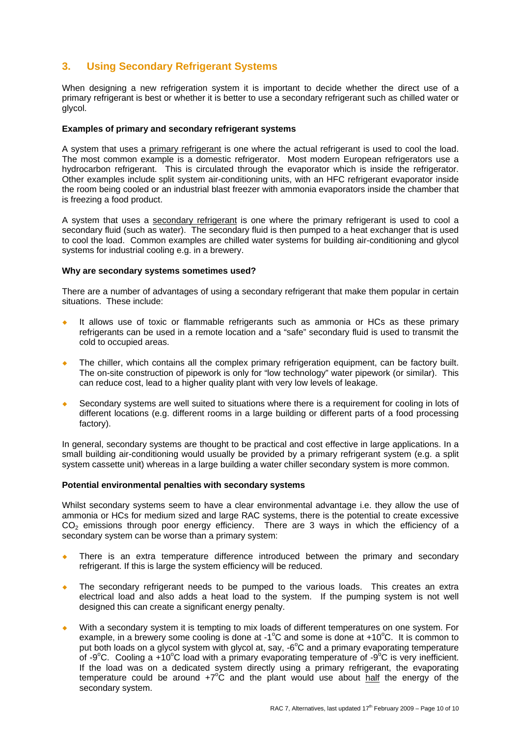## 3. Using Secondary Refrigerant Systems

When designing a new refrigeration system it is important to decide whether the direct use of a primary refrigerant is best or whether it is better to use a secondary refrigerant such as chilled water or glycol.

**Examples of primary and secondary refrigerant systems**

A system that uses a primary refrigerant is one where the actual refrigerant is used to cool the load. The most common example is a domestic refrigerator. Most modern European refrigerators use a hydrocarbon refrigerant. This is circulated through the evaporator which is inside the refrigerator. Other examples include split system air-conditioning units, with an HFC refrigerant evaporator inside the room being cooled or an industrial blast freezer with ammonia evaporators inside the chamber that is freezing a food product.

A system that uses a secondary refrigerant is one where the primary refrigerant is used to cool a secondary fluid (such as water). The secondary fluid is then pumped to a heat exchanger that is used to cool the load. Common examples are chilled water systems for building air-conditioning and glycol systems for industrial cooling e.g. in a brewery.

**Why are secondary systems sometimes used?**

There are a number of advantages of using a secondary refrigerant that make them popular in certain situations. These include:

- It allows use of toxic or flammable refrigerants such as ammonia or HCs as these primary refrigerants can be used in a remote location and a "safe" secondary fluid is used to transmit the cold to occupied areas.
- The chiller, which contains all the complex primary refrigeration equipment, can be factory built. The on-site construction of pipework is only for "low technology" water pipework (or similar). This can reduce cost, lead to a higher quality plant with very low levels of leakage.
- Secondary systems are well suited to situations where there is a requirement for cooling in lots of different locations (e.g. different rooms in a large building or different parts of a food processing factory).

In general, secondary systems are thought to be practical and cost effective in large applications. In a small building air-conditioning would usually be provided by a primary refrigerant system (e.g. a split system cassette unit) whereas in a large building a water chiller secondary system is more common.

**Potential environmental penalties with secondary systems**

Whilst secondary systems seem to have a clear environmental advantage i.e. they allow the use of ammonia or HCs for medium sized and large RAC systems, there is the potential to create excessive $CO_2$ emissions through poor energy efficiency. There are 3 ways in which the efficiency of a secondary system can be worse than a primary system:

- There is an extra temperature difference introduced between the primary and secondary refrigerant. If this is large the system efficiency will be reduced.
- The secondary refrigerant needs to be pumped to the various loads. This creates an extra electrical load and also adds a heat load to the system. If the pumping system is not well designed this can create a significant energy penalty.
- With a secondary system it is tempting to mix loads of different temperatures on one system. For example, in a brewery some cooling is done at -1°C and some is done at +10°C. It is common to put both loads on a glycol system with glycol at, say, -6°C and a primary evaporating temperature of -9°C. Cooling a +10°C load with a primary evaporating temperature of -9°C is very inefficient. If the load was on a dedicated system directly using a primary refrigerant, the evaporating temperature could be around +7°C and the plant would use about half the energy of the secondary system.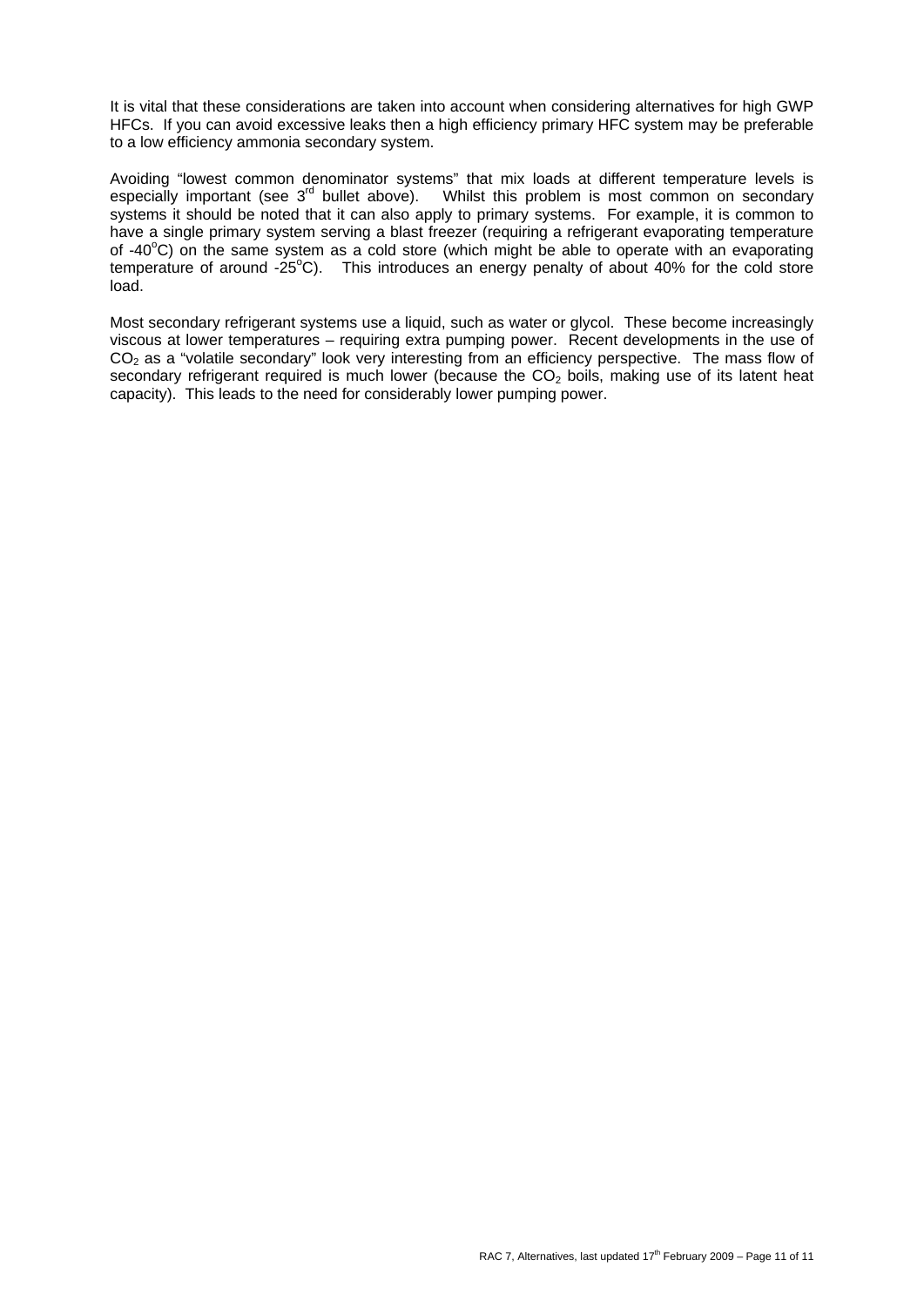It is vital that these considerations are taken into account when considering alternatives for high GWP HFCs. If you can avoid excessive leaks then a high efficiency primary HFC system may be preferable to a low efficiency ammonia secondary system.

Avoiding "lowest common denominator systems" that mix loads at different temperature levels is especially important (see 3rd bullet above). Whilst this problem is most common on secondary systems it should be noted that it can also apply to primary systems. For example, it is common to have a single primary system serving a blast freezer (requiring a refrigerant evaporating temperature of -40°C) on the same system as a cold store (which might be able to operate with an evaporating temperature of around -25°C). This introduces an energy penalty of about 40% for the cold store load.

Most secondary refrigerant systems use a liquid, such as water or glycol. These become increasingly viscous at lower temperatures – requiring extra pumping power. Recent developments in the use of $CO_2$ as a "volatile secondary" look very interesting from an efficiency perspective. The mass flow of secondary refrigerant required is much lower (because the $CO_2$ boils, making use of its latent heat capacity). This leads to the need for considerably lower pumping power.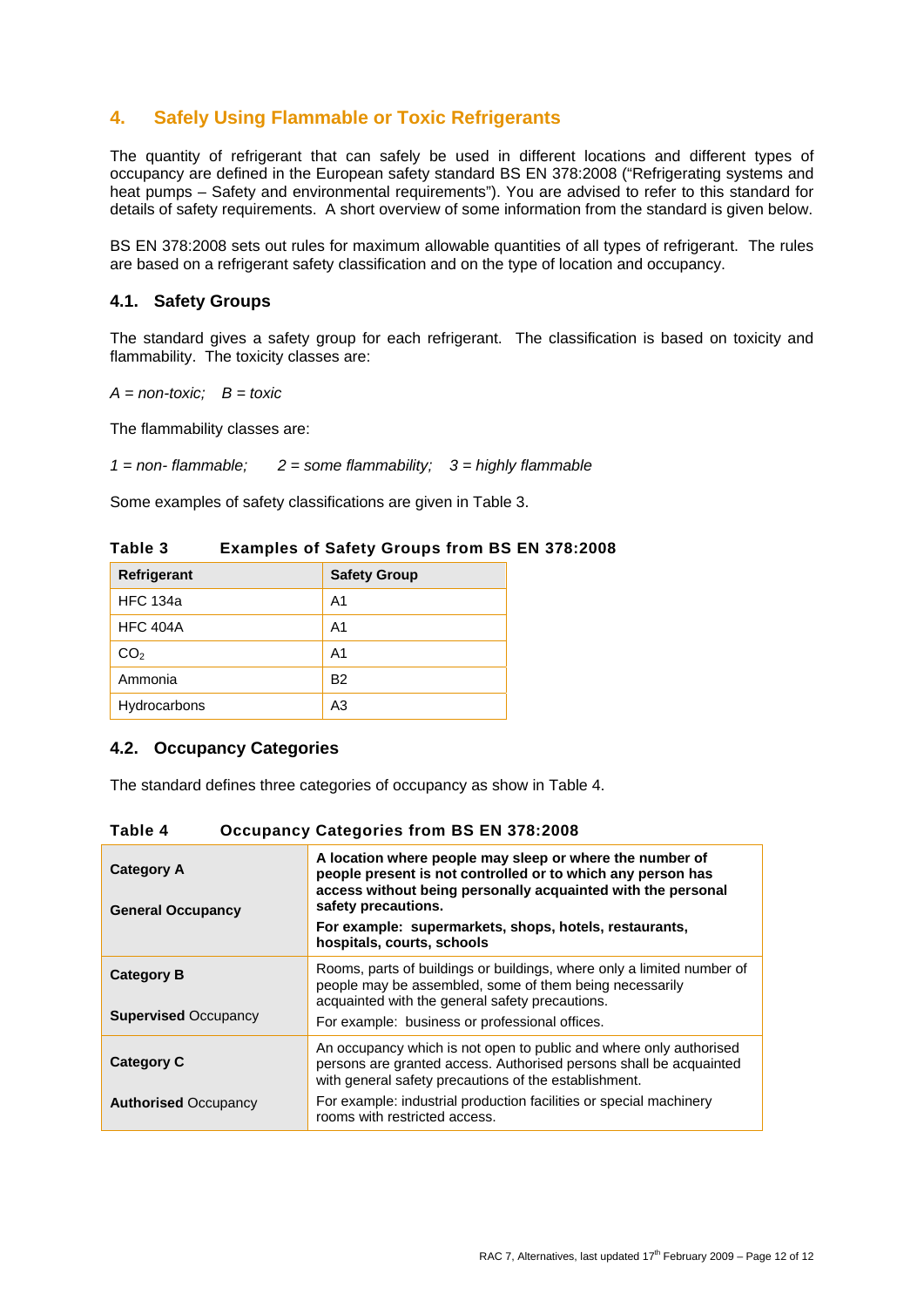## 4. Safely Using Flammable or Toxic Refrigerants

The quantity of refrigerant that can safely be used in different locations and different types of occupancy are defined in the European safety standard BS EN 378:2008 ("Refrigerating systems and heat pumps – Safety and environmental requirements"). You are advised to refer to this standard for details of safety requirements. A short overview of some information from the standard is given below.

BS EN 378:2008 sets out rules for maximum allowable quantities of all types of refrigerant. The rules are based on a refrigerant safety classification and on the type of location and occupancy.

### 4.1. Safety Groups

The standard gives a safety group for each refrigerant. The classification is based on toxicity and flammability. The toxicity classes are:

*A = non-toxic; B = toxic*

The flammability classes are:

*1 = non- flammable; 2 = some flammability; 3 = highly flammable*

Some examples of safety classifications are given in Table 3.

**Table 3 Examples of Safety Groups from BS EN 378:2008**

| Refrigerant | Safety Group |
|---|---|
| HFC 134a | A1 |
| HFC 404A | A1 |
| $CO_2$ | A1 |
| Ammonia | B2 |
| Hydrocarbons | A3 |

### 4.2. Occupancy Categories

The standard defines three categories of occupancy as show in Table 4.

**Table 4 Occupancy Categories from BS EN 378:2008**

| Category | Description |
|---|---|
| **Category A**<br><br>**General Occupancy** | **A location where people may sleep or where the number of people present is not controlled or to which any person has access without being personally acquainted with the personal safety precautions.**<br>**For example: supermarkets, shops, hotels, restaurants, hospitals, courts, schools** |
| **Category B**<br><br>**Supervised** Occupancy | Rooms, parts of buildings or buildings, where only a limited number of people may be assembled, some of them being necessarily acquainted with the general safety precautions.<br>For example: business or professional offices. |
| **Category C**<br><br>**Authorised** Occupancy | An occupancy which is not open to public and where only authorised persons are granted access. Authorised persons shall be acquainted with general safety precautions of the establishment.<br>For example: industrial production facilities or special machinery rooms with restricted access. |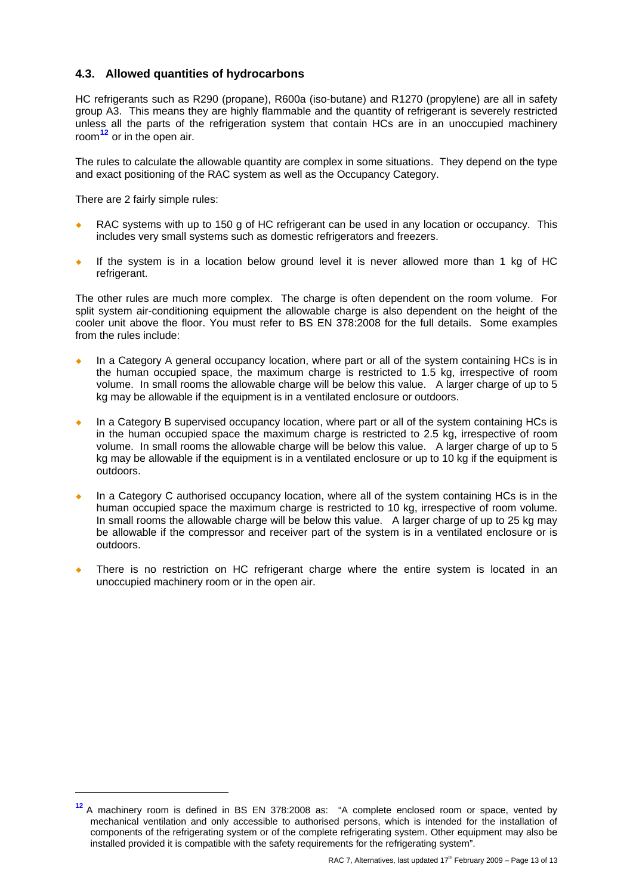### 4.3. Allowed quantities of hydrocarbons

HC refrigerants such as R290 (propane), R600a (iso-butane) and R1270 (propylene) are all in safety group A3. This means they are highly flammable and the quantity of refrigerant is severely restricted unless all the parts of the refrigeration system that contain HCs are in an unoccupied machinery room[12] or in the open air.

The rules to calculate the allowable quantity are complex in some situations. They depend on the type and exact positioning of the RAC system as well as the Occupancy Category.

There are 2 fairly simple rules:

- RAC systems with up to 150 g of HC refrigerant can be used in any location or occupancy. This includes very small systems such as domestic refrigerators and freezers.
- If the system is in a location below ground level it is never allowed more than 1 kg of HC refrigerant.

The other rules are much more complex. The charge is often dependent on the room volume. For split system air-conditioning equipment the allowable charge is also dependent on the height of the cooler unit above the floor. You must refer to BS EN 378:2008 for the full details. Some examples from the rules include:

- In a Category A general occupancy location, where part or all of the system containing HCs is in the human occupied space, the maximum charge is restricted to 1.5 kg, irrespective of room volume. In small rooms the allowable charge will be below this value. A larger charge of up to 5 kg may be allowable if the equipment is in a ventilated enclosure or outdoors.
- In a Category B supervised occupancy location, where part or all of the system containing HCs is in the human occupied space the maximum charge is restricted to 2.5 kg, irrespective of room volume. In small rooms the allowable charge will be below this value. A larger charge of up to 5 kg may be allowable if the equipment is in a ventilated enclosure or up to 10 kg if the equipment is outdoors.
- In a Category C authorised occupancy location, where all of the system containing HCs is in the human occupied space the maximum charge is restricted to 10 kg, irrespective of room volume. In small rooms the allowable charge will be below this value. A larger charge of up to 25 kg may be allowable if the compressor and receiver part of the system is in a ventilated enclosure or is outdoors.
- There is no restriction on HC refrigerant charge where the entire system is located in an unoccupied machinery room or in the open air.

---

[12] A machinery room is defined in BS EN 378:2008 as: "A complete enclosed room or space, vented by mechanical ventilation and only accessible to authorised persons, which is intended for the installation of components of the refrigerating system or of the complete refrigerating system. Other equipment may also be installed provided it is compatible with the safety requirements for the refrigerating system".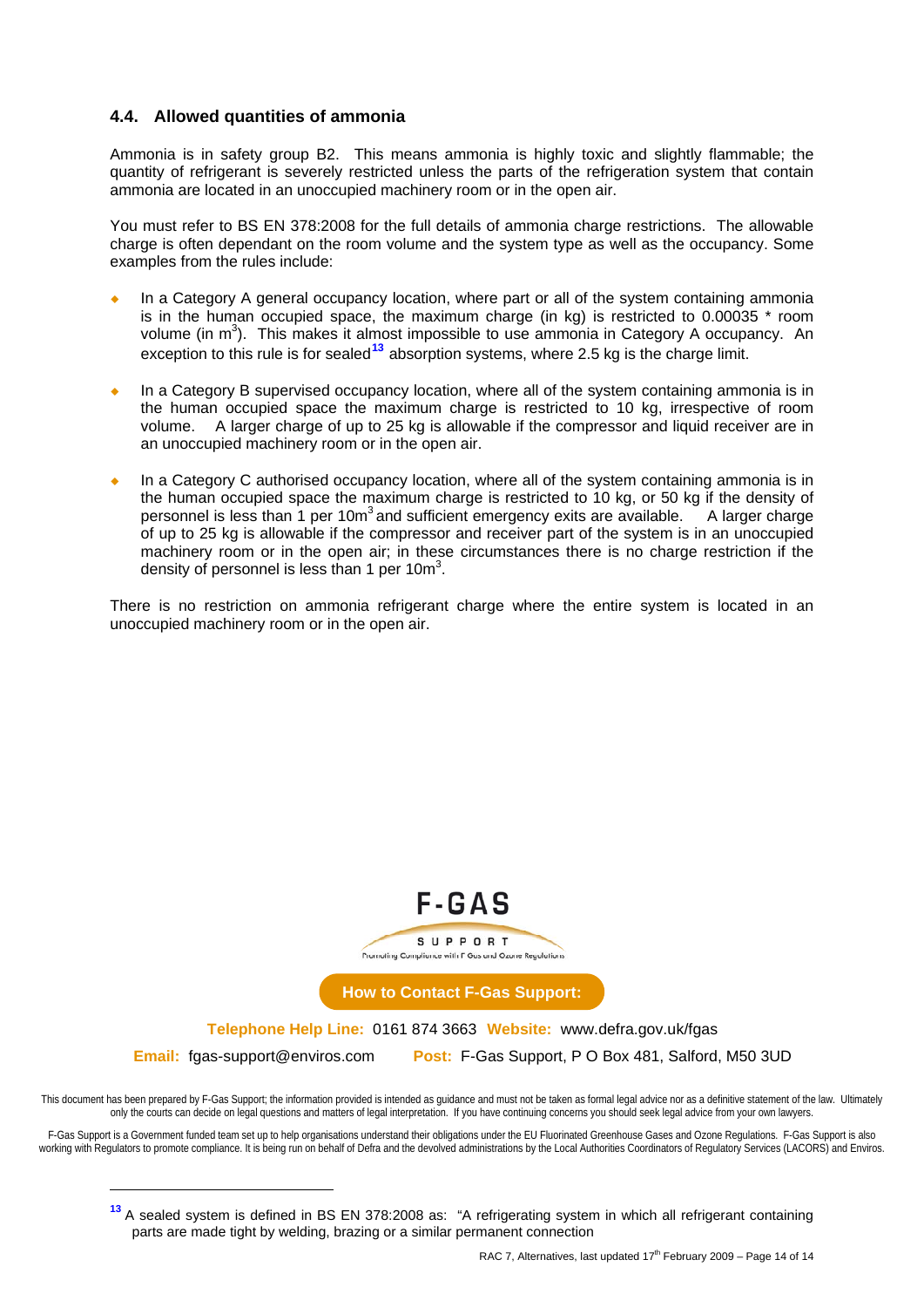### 4.4. Allowed quantities of ammonia

Ammonia is in safety group B2. This means ammonia is highly toxic and slightly flammable; the quantity of refrigerant is severely restricted unless the parts of the refrigeration system that contain ammonia are located in an unoccupied machinery room or in the open air.

You must refer to BS EN 378:2008 for the full details of ammonia charge restrictions. The allowable charge is often dependant on the room volume and the system type as well as the occupancy. Some examples from the rules include:

- In a Category A general occupancy location, where part or all of the system containing ammonia is in the human occupied space, the maximum charge (in kg) is restricted to 0.00035 * room volume (in $m^3$). This makes it almost impossible to use ammonia in Category A occupancy. An exception to this rule is for sealed[13] absorption systems, where 2.5 kg is the charge limit.

- In a Category B supervised occupancy location, where all of the system containing ammonia is in the human occupied space the maximum charge is restricted to 10 kg, irrespective of room volume. A larger charge of up to 25 kg is allowable if the compressor and liquid receiver are in an unoccupied machinery room or in the open air.

- In a Category C authorised occupancy location, where all of the system containing ammonia is in the human occupied space the maximum charge is restricted to 10 kg, or 50 kg if the density of personnel is less than 1 per $10m^3$ and sufficient emergency exits are available. A larger charge of up to 25 kg is allowable if the compressor and receiver part of the system is in an unoccupied machinery room or in the open air; in these circumstances there is no charge restriction if the density of personnel is less than 1 per $10m^3$.

There is no restriction on ammonia refrigerant charge where the entire system is located in an unoccupied machinery room or in the open air.

F-GAS SUPPORT

Promoting Compliance with F Gas and Ozone Regulations

**How to Contact F-Gas Support:**

**Telephone Help Line:** 0161 874 3663 **Website:** www.defra.gov.uk/fgas

**Email:** fgas-support@enviros.com **Post:** F-Gas Support, P O Box 481, Salford, M50 3UD

This document has been prepared by F-Gas Support; the information provided is intended as guidance and must not be taken as formal legal advice nor as a definitive statement of the law. Ultimately only the courts can decide on legal questions and matters of legal interpretation. If you have continuing concerns you should seek legal advice from your own lawyers.

F-Gas Support is a Government funded team set up to help organisations understand their obligations under the EU Fluorinated Greenhouse Gases and Ozone Regulations. F-Gas Support is also working with Regulators to promote compliance. It is being run on behalf of Defra and the devolved administrations by the Local Authorities Coordinators of Regulatory Services (LACORS) and Enviros.

---

[13] A sealed system is defined in BS EN 378:2008 as: "A refrigerating system in which all refrigerant containing parts are made tight by welding, brazing or a similar permanent connection